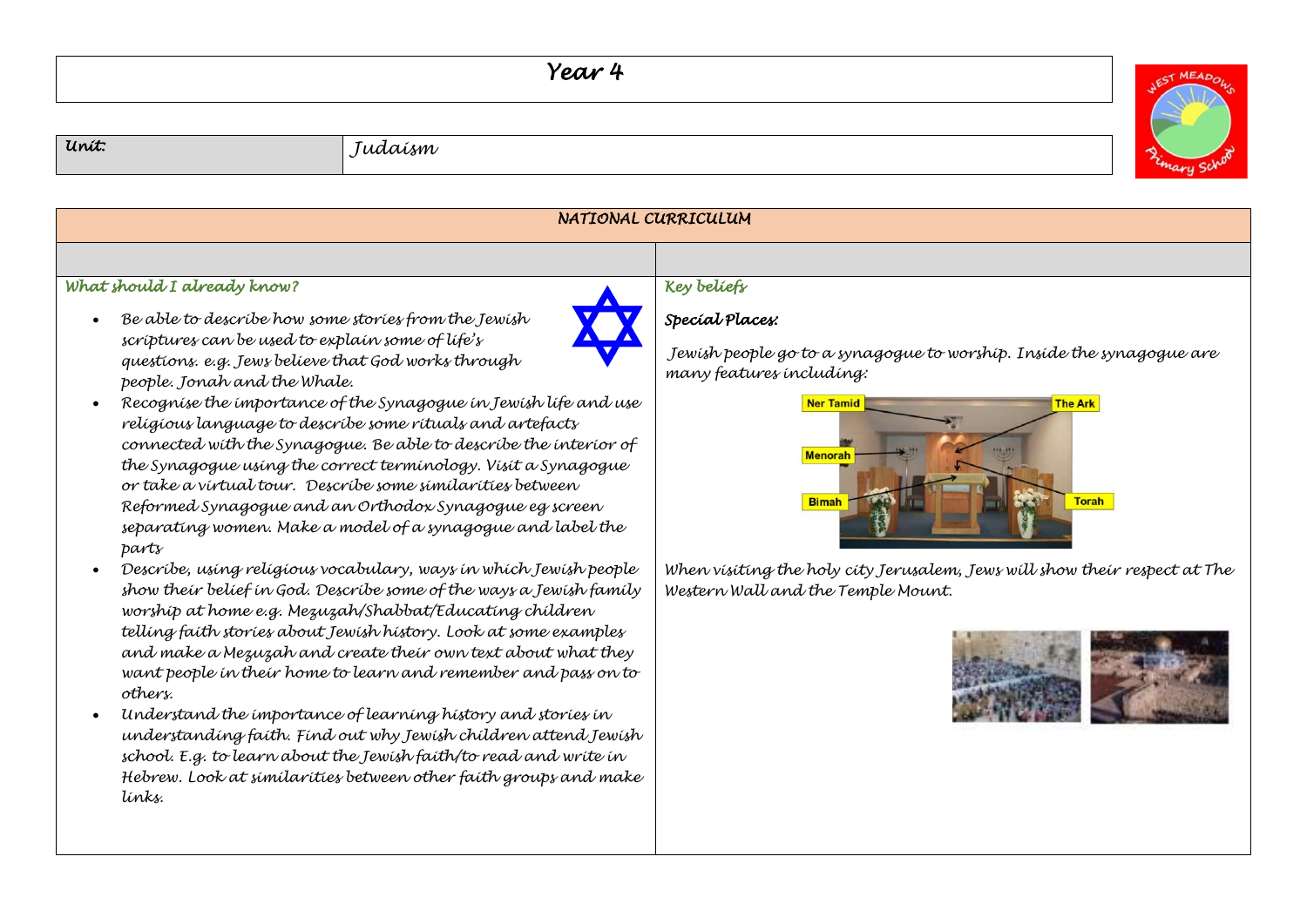# Year 4

| Unit: | Judaism |
|---|---|

## NATIONAL CURRICULUM

### What should I already know?

- Be able to describe how some stories from the Jewish scriptures can be used to explain some of life's questions. e.g. Jews believe that God works through people. Jonah and the Whale.
- Recognise the importance of the Synagogue in Jewish life and use religious language to describe some rituals and artefacts connected with the Synagogue. Be able to describe the interior of the Synagogue using the correct terminology. Visit a Synagogue or take a virtual tour. Describe some similarities between Reformed Synagogue and an Orthodox Synagogue eg screen separating women. Make a model of a synagogue and label the parts
- Describe, using religious vocabulary, ways in which Jewish people show their belief in God. Describe some of the ways a Jewish family worship at home e.g. Mezuzah/Shabbat/Educating children telling faith stories about Jewish history. Look at some examples and make a Mezuzah and create their own text about what they want people in their home to learn and remember and pass on to others.
- Understand the importance of learning history and stories in understanding faith. Find out why Jewish children attend Jewish school. E.g. to learn about the Jewish faith/to read and write in Hebrew. Look at similarities between other faith groups and make links.

### Key beliefs

**Special Places:**

Jewish people go to a synagogue to worship. Inside the synagogue are many features including:

Ner Tamid, The Ark, Menorah, Bimah, Torah

When visiting the holy city Jerusalem, Jews will show their respect at The Western Wall and the Temple Mount.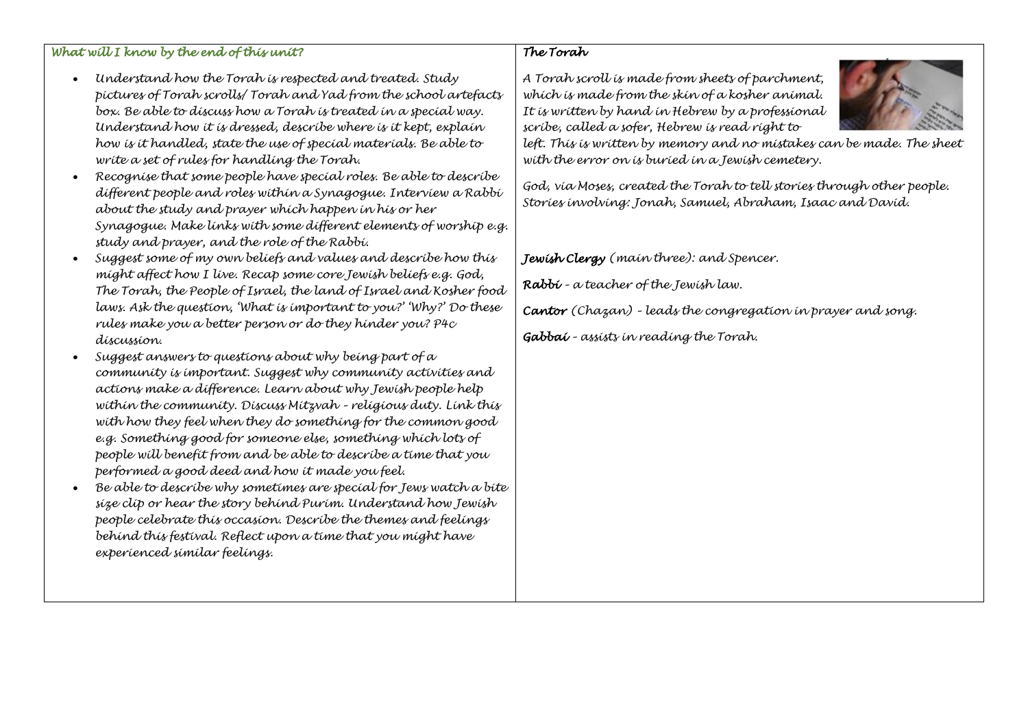### *What will I know by the end of this unit?*

- *Understand how the Torah is respected and treated. Study pictures of Torah scrolls/ Torah and Yad from the school artefacts box. Be able to discuss how a Torah is treated in a special way. Understand how it is dressed, describe where is it kept, explain how is it handled, state the use of special materials. Be able to write a set of rules for handling the Torah.*
- *Recognise that some people have special roles. Be able to describe different people and roles within a Synagogue. Interview a Rabbi about the study and prayer which happen in his or her Synagogue. Make links with some different elements of worship e.g. study and prayer, and the role of the Rabbi.*
- *Suggest some of my own beliefs and values and describe how this might affect how I live. Recap some core Jewish beliefs e.g. God, The Torah, the People of Israel, the land of Israel and Kosher food laws. Ask the question, 'What is important to you?' 'Why?' Do these rules make you a better person or do they hinder you? P4c discussion.*
- *Suggest answers to questions about why being part of a community is important. Suggest why community activities and actions make a difference. Learn about why Jewish people help within the community. Discuss Mitzvah – religious duty. Link this with how they feel when they do something for the common good e.g. Something good for someone else, something which lots of people will benefit from and be able to describe a time that you performed a good deed and how it made you feel.*
- *Be able to describe why sometimes are special for Jews watch a bite size clip or hear the story behind Purim. Understand how Jewish people celebrate this occasion. Describe the themes and feelings behind this festival. Reflect upon a time that you might have experienced similar feelings.*

### *The Torah*

*A Torah scroll is made from sheets of parchment, which is made from the skin of a kosher animal. It is written by hand in Hebrew by a professional scribe, called a sofer, Hebrew is read right to left. This is written by memory and no mistakes can be made. The sheet with the error on is buried in a Jewish cemetery.*

*God, via Moses, created the Torah to tell stories through other people. Stories involving: Jonah, Samuel, Abraham, Isaac and David.*

***Jewish Clergy*** *(main three): and Spencer.*

***Rabbi*** *– a teacher of the Jewish law.*

***Cantor*** *(Chazan) – leads the congregation in prayer and song.*

***Gabbai*** *– assists in reading the Torah.*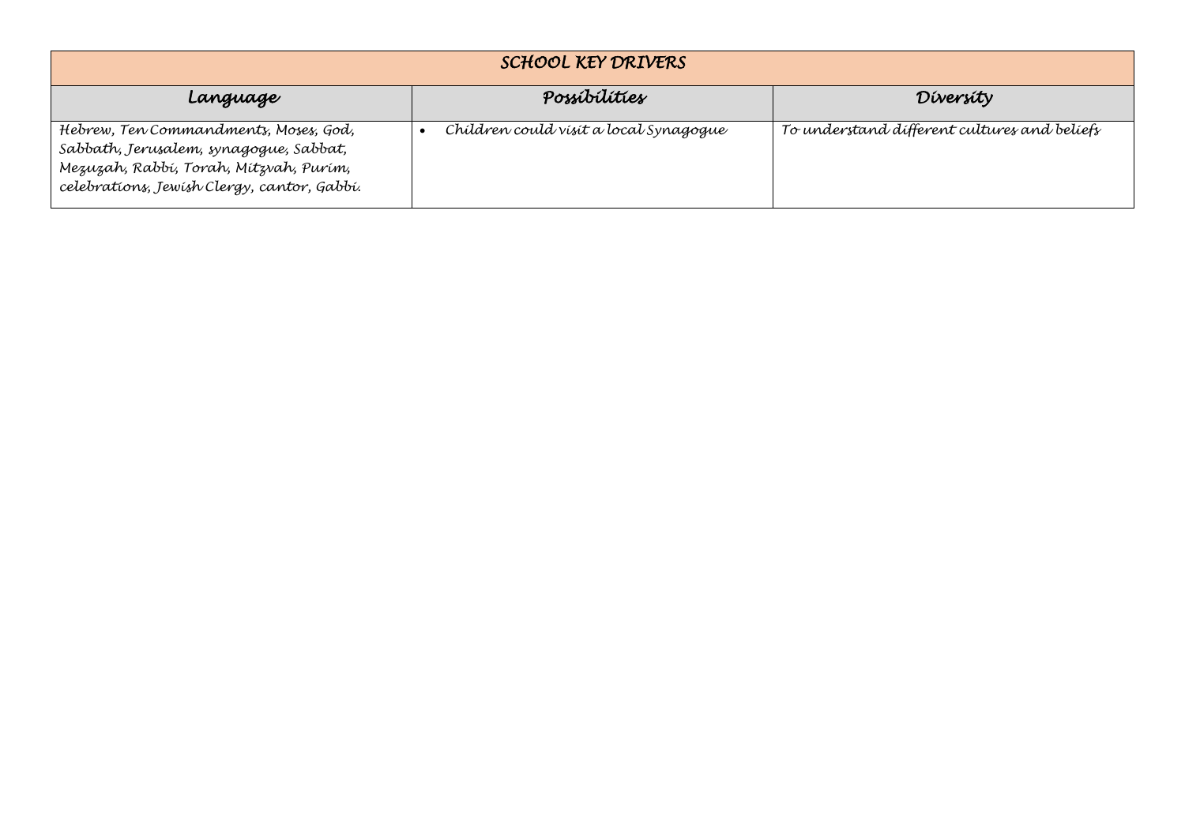| SCHOOL KEY DRIVERS | | |
|---|---|---|
| Language | Possibilities | Diversity |
| Hebrew, Ten Commandments, Moses, God, Sabbath, Jerusalem, synagogue, Sabbat, Mezuzah, Rabbi, Torah, Mitzvah, Purim, celebrations, Jewish Clergy, cantor, Gabbi. | • Children could visit a local Synagogue | To understand different cultures and beliefs |